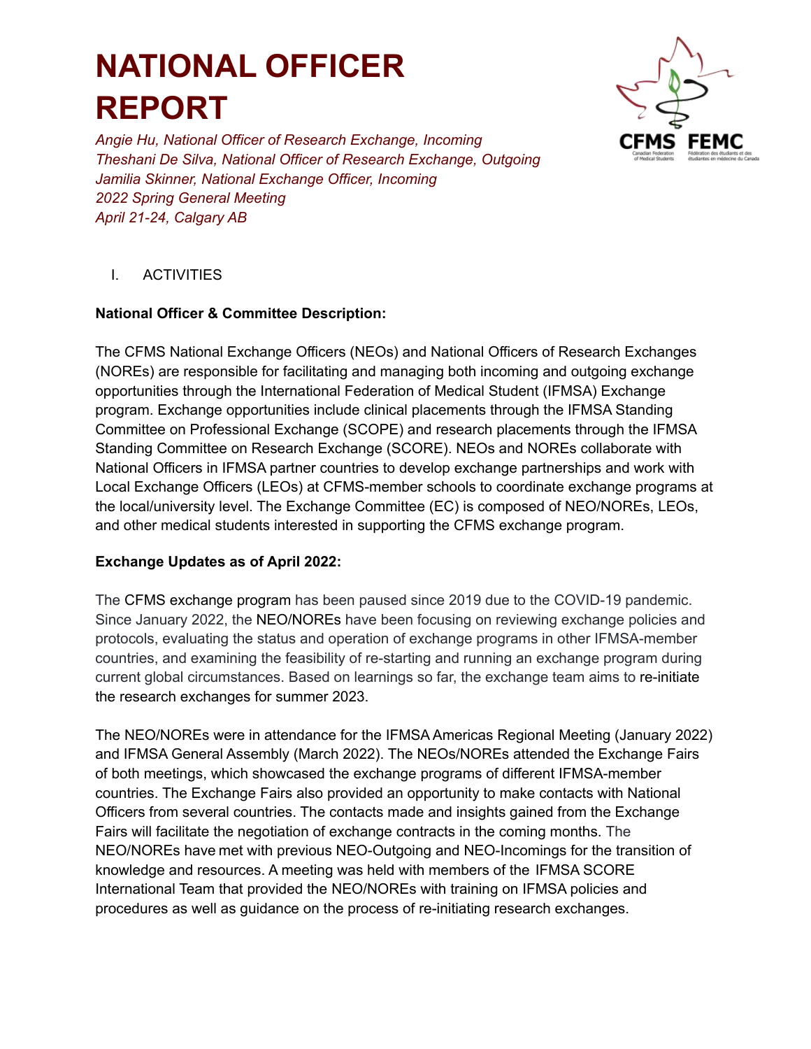# NATIONAL OFFICER REPORT

*Angie Hu, National Officer of Research Exchange, Incoming*
*Theshani De Silva, National Officer of Research Exchange, Outgoing*
*Jamilia Skinner, National Exchange Officer, Incoming*
*2022 Spring General Meeting*
*April 21-24, Calgary AB*

I. ACTIVITIES

**National Officer & Committee Description:**

The CFMS National Exchange Officers (NEOs) and National Officers of Research Exchanges (NOREs) are responsible for facilitating and managing both incoming and outgoing exchange opportunities through the International Federation of Medical Student (IFMSA) Exchange program. Exchange opportunities include clinical placements through the IFMSA Standing Committee on Professional Exchange (SCOPE) and research placements through the IFMSA Standing Committee on Research Exchange (SCORE). NEOs and NOREs collaborate with National Officers in IFMSA partner countries to develop exchange partnerships and work with Local Exchange Officers (LEOs) at CFMS-member schools to coordinate exchange programs at the local/university level. The Exchange Committee (EC) is composed of NEO/NOREs, LEOs, and other medical students interested in supporting the CFMS exchange program.

**Exchange Updates as of April 2022:**

The CFMS exchange program has been paused since 2019 due to the COVID-19 pandemic. Since January 2022, the NEO/NOREs have been focusing on reviewing exchange policies and protocols, evaluating the status and operation of exchange programs in other IFMSA-member countries, and examining the feasibility of re-starting and running an exchange program during current global circumstances. Based on learnings so far, the exchange team aims to re-initiate the research exchanges for summer 2023.

The NEO/NOREs were in attendance for the IFMSA Americas Regional Meeting (January 2022) and IFMSA General Assembly (March 2022). The NEOs/NOREs attended the Exchange Fairs of both meetings, which showcased the exchange programs of different IFMSA-member countries. The Exchange Fairs also provided an opportunity to make contacts with National Officers from several countries. The contacts made and insights gained from the Exchange Fairs will facilitate the negotiation of exchange contracts in the coming months. The NEO/NOREs have met with previous NEO-Outgoing and NEO-Incomings for the transition of knowledge and resources. A meeting was held with members of the IFMSA SCORE International Team that provided the NEO/NOREs with training on IFMSA policies and procedures as well as guidance on the process of re-initiating research exchanges.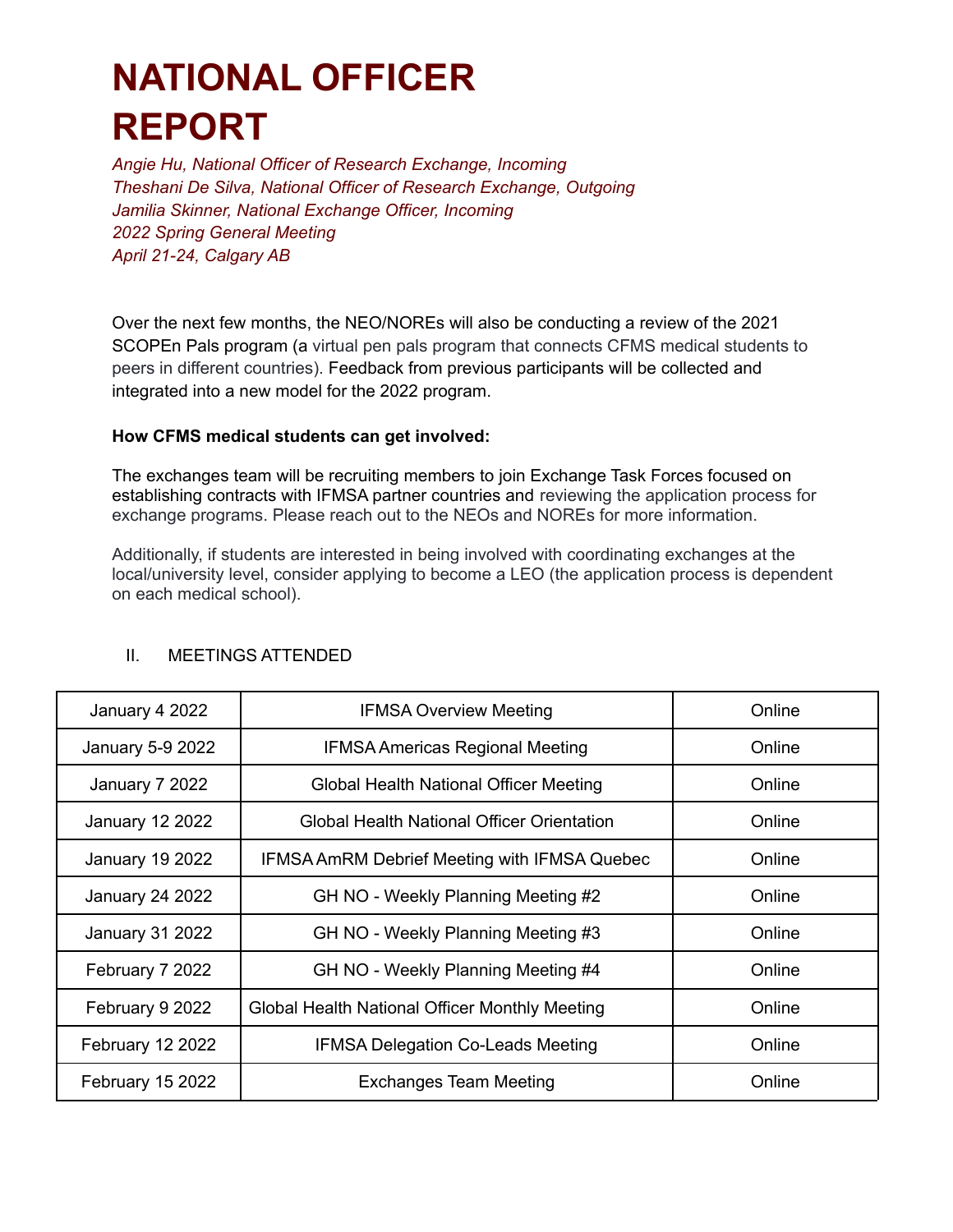# NATIONAL OFFICER REPORT

*Angie Hu, National Officer of Research Exchange, Incoming*
*Theshani De Silva, National Officer of Research Exchange, Outgoing*
*Jamilia Skinner, National Exchange Officer, Incoming*
*2022 Spring General Meeting*
*April 21-24, Calgary AB*

Over the next few months, the NEO/NOREs will also be conducting a review of the 2021 SCOPEn Pals program (a virtual pen pals program that connects CFMS medical students to peers in different countries). Feedback from previous participants will be collected and integrated into a new model for the 2022 program.

**How CFMS medical students can get involved:**

The exchanges team will be recruiting members to join Exchange Task Forces focused on establishing contracts with IFMSA partner countries and reviewing the application process for exchange programs. Please reach out to the NEOs and NOREs for more information.

Additionally, if students are interested in being involved with coordinating exchanges at the local/university level, consider applying to become a LEO (the application process is dependent on each medical school).

## II. MEETINGS ATTENDED

| | | |
|---|---|---|
| January 4 2022 | IFMSA Overview Meeting | Online |
| January 5-9 2022 | IFMSA Americas Regional Meeting | Online |
| January 7 2022 | Global Health National Officer Meeting | Online |
| January 12 2022 | Global Health National Officer Orientation | Online |
| January 19 2022 | IFMSA AmRM Debrief Meeting with IFMSA Quebec | Online |
| January 24 2022 | GH NO - Weekly Planning Meeting #2 | Online |
| January 31 2022 | GH NO - Weekly Planning Meeting #3 | Online |
| February 7 2022 | GH NO - Weekly Planning Meeting #4 | Online |
| February 9 2022 | Global Health National Officer Monthly Meeting | Online |
| February 12 2022 | IFMSA Delegation Co-Leads Meeting | Online |
| February 15 2022 | Exchanges Team Meeting | Online |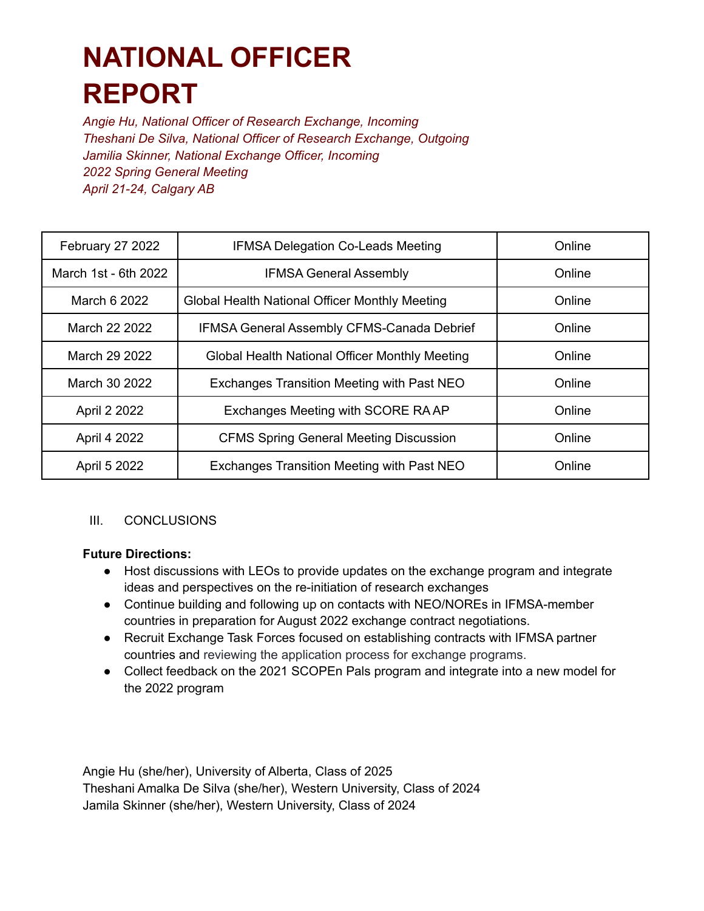# NATIONAL OFFICER REPORT

*Angie Hu, National Officer of Research Exchange, Incoming*
*Theshani De Silva, National Officer of Research Exchange, Outgoing*
*Jamilia Skinner, National Exchange Officer, Incoming*
*2022 Spring General Meeting*
*April 21-24, Calgary AB*

| | | |
|---|---|---|
| February 27 2022 | IFMSA Delegation Co-Leads Meeting | Online |
| March 1st - 6th 2022 | IFMSA General Assembly | Online |
| March 6 2022 | Global Health National Officer Monthly Meeting | Online |
| March 22 2022 | IFMSA General Assembly CFMS-Canada Debrief | Online |
| March 29 2022 | Global Health National Officer Monthly Meeting | Online |
| March 30 2022 | Exchanges Transition Meeting with Past NEO | Online |
| April 2 2022 | Exchanges Meeting with SCORE RA AP | Online |
| April 4 2022 | CFMS Spring General Meeting Discussion | Online |
| April 5 2022 | Exchanges Transition Meeting with Past NEO | Online |

III. CONCLUSIONS

**Future Directions:**

- Host discussions with LEOs to provide updates on the exchange program and integrate ideas and perspectives on the re-initiation of research exchanges
- Continue building and following up on contacts with NEO/NOREs in IFMSA-member countries in preparation for August 2022 exchange contract negotiations.
- Recruit Exchange Task Forces focused on establishing contracts with IFMSA partner countries and reviewing the application process for exchange programs.
- Collect feedback on the 2021 SCOPEn Pals program and integrate into a new model for the 2022 program

Angie Hu (she/her), University of Alberta, Class of 2025
Theshani Amalka De Silva (she/her), Western University, Class of 2024
Jamila Skinner (she/her), Western University, Class of 2024